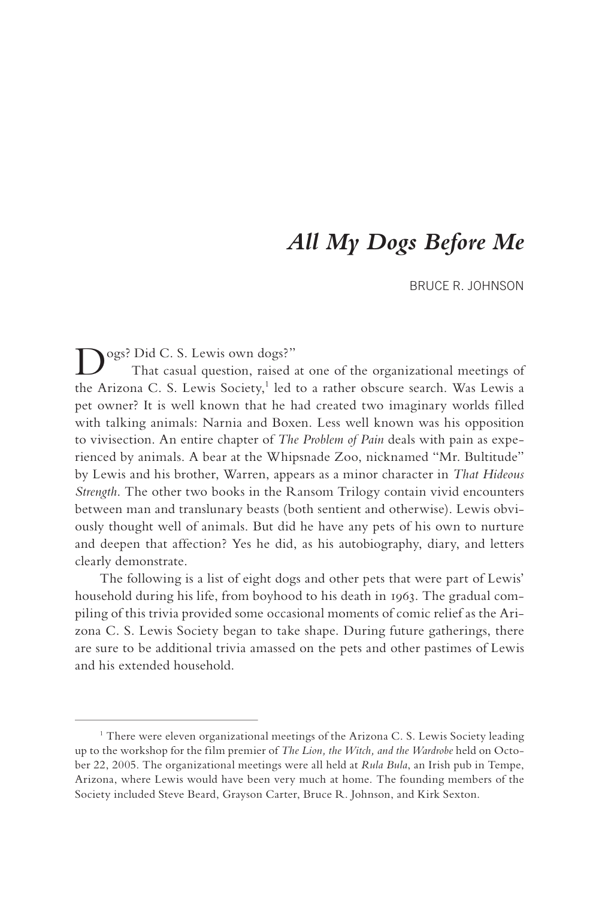# *All My Dogs Before Me*

BRUCE R. JOHNSON

"Dogs? Did C. S. Lewis own dogs?"

That casual question, raised at one of the organizational meetings of the Arizona C. S. Lewis Society,[1] led to a rather obscure search. Was Lewis a pet owner? It is well known that he had created two imaginary worlds filled with talking animals: Narnia and Boxen. Less well known was his opposition to vivisection. An entire chapter of *The Problem of Pain* deals with pain as experienced by animals. A bear at the Whipsnade Zoo, nicknamed "Mr. Bultitude" by Lewis and his brother, Warren, appears as a minor character in *That Hideous Strength*. The other two books in the Ransom Trilogy contain vivid encounters between man and translunary beasts (both sentient and otherwise). Lewis obviously thought well of animals. But did he have any pets of his own to nurture and deepen that affection? Yes he did, as his autobiography, diary, and letters clearly demonstrate.

The following is a list of eight dogs and other pets that were part of Lewis' household during his life, from boyhood to his death in 1963. The gradual compiling of this trivia provided some occasional moments of comic relief as the Arizona C. S. Lewis Society began to take shape. During future gatherings, there are sure to be additional trivia amassed on the pets and other pastimes of Lewis and his extended household.

---

[1] There were eleven organizational meetings of the Arizona C. S. Lewis Society leading up to the workshop for the film premier of *The Lion, the Witch, and the Wardrobe* held on October 22, 2005. The organizational meetings were all held at *Rula Bula*, an Irish pub in Tempe, Arizona, where Lewis would have been very much at home. The founding members of the Society included Steve Beard, Grayson Carter, Bruce R. Johnson, and Kirk Sexton.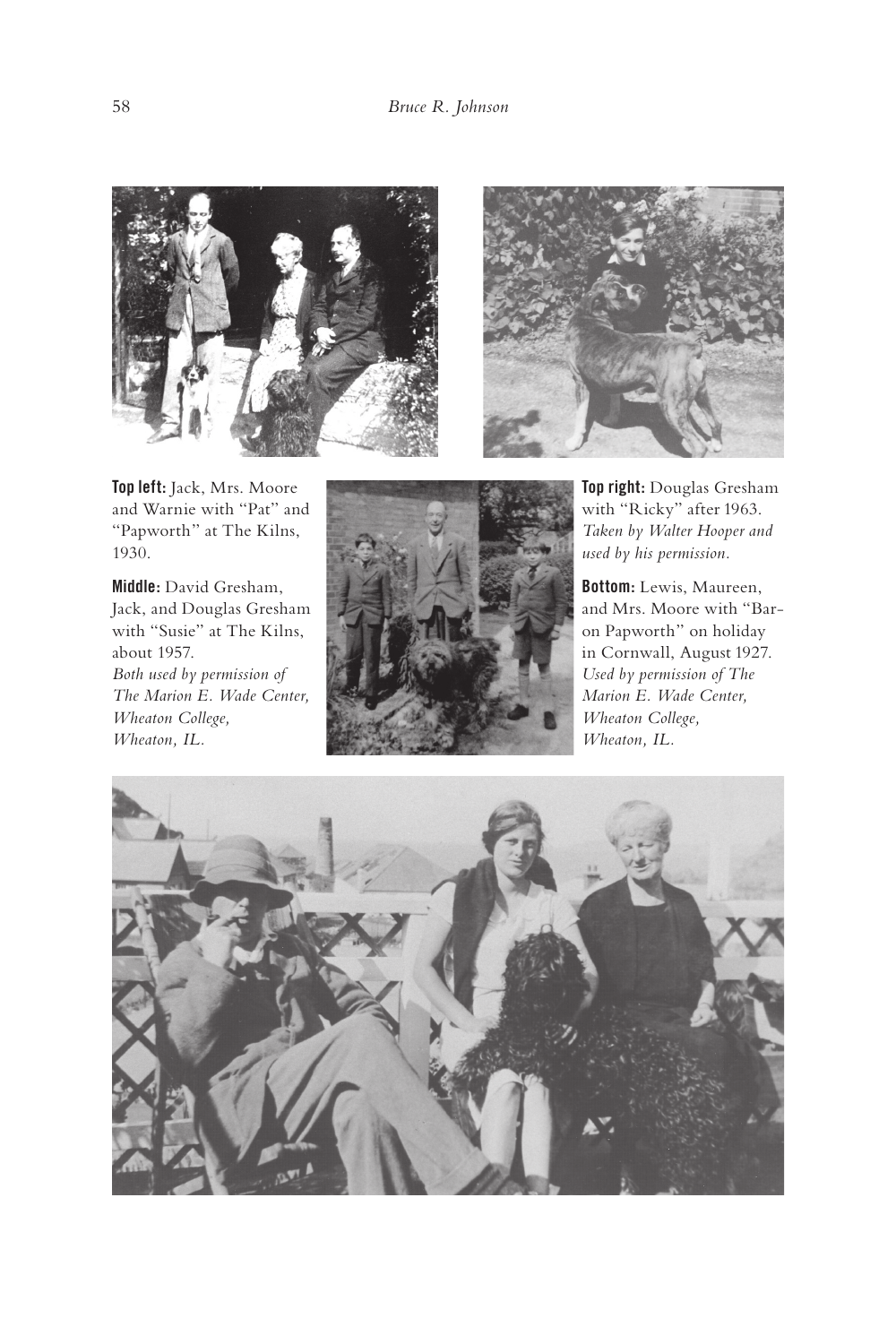**Top left:** Jack, Mrs. Moore and Warnie with "Pat" and "Papworth" at The Kilns, 1930.

**Middle:** David Gresham, Jack, and Douglas Gresham with "Susie" at The Kilns, about 1957.
*Both used by permission of The Marion E. Wade Center, Wheaton College, Wheaton, IL.*

**Top right:** Douglas Gresham with "Ricky" after 1963.
*Taken by Walter Hooper and used by his permission.*

**Bottom:** Lewis, Maureen, and Mrs. Moore with "Baron Papworth" on holiday in Cornwall, August 1927.
*Used by permission of The Marion E. Wade Center, Wheaton College, Wheaton, IL.*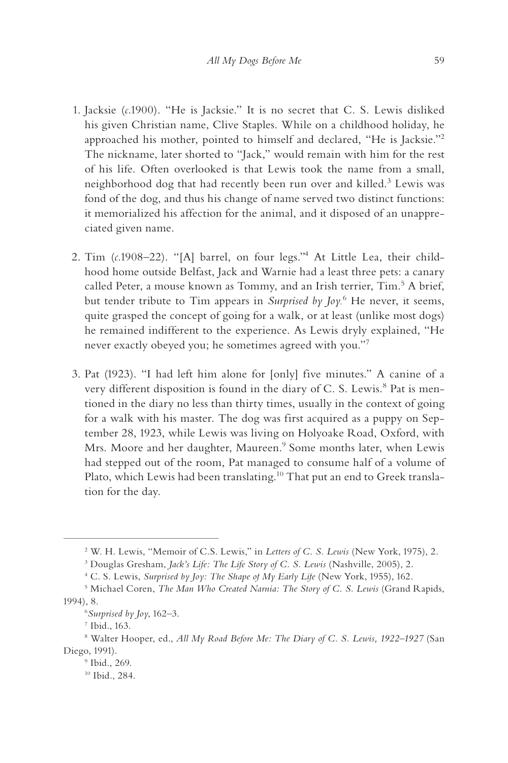1. Jacksie (*c.*1900). "He is Jacksie." It is no secret that C. S. Lewis disliked his given Christian name, Clive Staples. While on a childhood holiday, he approached his mother, pointed to himself and declared, "He is Jacksie."[2] The nickname, later shorted to "Jack," would remain with him for the rest of his life. Often overlooked is that Lewis took the name from a small, neighborhood dog that had recently been run over and killed.[3] Lewis was fond of the dog, and thus his change of name served two distinct functions: it memorialized his affection for the animal, and it disposed of an unappreciated given name.

2. Tim (*c.*1908–22). "[A] barrel, on four legs."[4] At Little Lea, their childhood home outside Belfast, Jack and Warnie had a least three pets: a canary called Peter, a mouse known as Tommy, and an Irish terrier, Tim.[5] A brief, but tender tribute to Tim appears in *Surprised by Joy.*[6] He never, it seems, quite grasped the concept of going for a walk, or at least (unlike most dogs) he remained indifferent to the experience. As Lewis dryly explained, "He never exactly obeyed you; he sometimes agreed with you."[7]

3. Pat (1923). "I had left him alone for [only] five minutes." A canine of a very different disposition is found in the diary of C. S. Lewis.[8] Pat is mentioned in the diary no less than thirty times, usually in the context of going for a walk with his master. The dog was first acquired as a puppy on September 28, 1923, while Lewis was living on Holyoake Road, Oxford, with Mrs. Moore and her daughter, Maureen.[9] Some months later, when Lewis had stepped out of the room, Pat managed to consume half of a volume of Plato, which Lewis had been translating.[10] That put an end to Greek translation for the day.

---

[2] W. H. Lewis, "Memoir of C.S. Lewis," in *Letters of C. S. Lewis* (New York, 1975), 2.

[3] Douglas Gresham, *Jack's Life: The Life Story of C. S. Lewis* (Nashville, 2005), 2.

[4] C. S. Lewis, *Surprised by Joy: The Shape of My Early Life* (New York, 1955), 162.

[5] Michael Coren, *The Man Who Created Narnia: The Story of C. S. Lewis* (Grand Rapids, 1994), 8.

[6] *Surprised by Joy*, 162–3.

[7] Ibid., 163.

[8] Walter Hooper, ed., *All My Road Before Me: The Diary of C. S. Lewis, 1922–1927* (San Diego, 1991).

[9] Ibid., 269.

[10] Ibid., 284.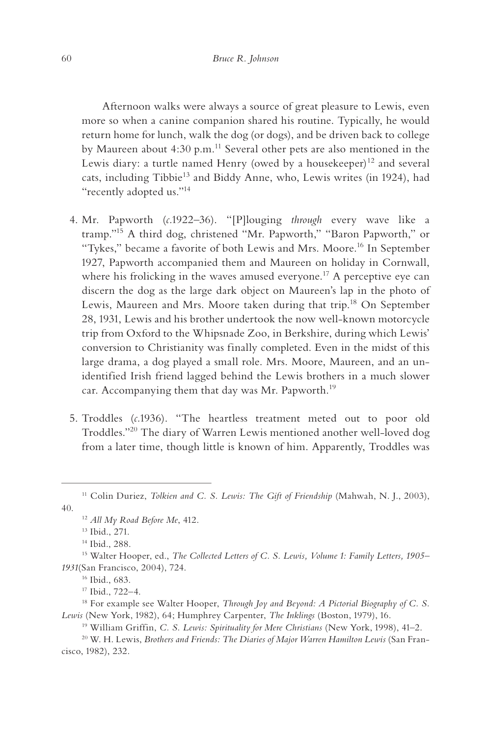Afternoon walks were always a source of great pleasure to Lewis, even more so when a canine companion shared his routine. Typically, he would return home for lunch, walk the dog (or dogs), and be driven back to college by Maureen about 4:30 p.m.[11] Several other pets are also mentioned in the Lewis diary: a turtle named Henry (owed by a housekeeper)[12] and several cats, including Tibbie[13] and Biddy Anne, who, Lewis writes (in 1924), had "recently adopted us."[14]

4. Mr. Papworth (*c.*1922–36). "[P]louging *through* every wave like a tramp."[15] A third dog, christened "Mr. Papworth," "Baron Papworth," or "Tykes," became a favorite of both Lewis and Mrs. Moore.[16] In September 1927, Papworth accompanied them and Maureen on holiday in Cornwall, where his frolicking in the waves amused everyone.[17] A perceptive eye can discern the dog as the large dark object on Maureen's lap in the photo of Lewis, Maureen and Mrs. Moore taken during that trip.[18] On September 28, 1931, Lewis and his brother undertook the now well-known motorcycle trip from Oxford to the Whipsnade Zoo, in Berkshire, during which Lewis' conversion to Christianity was finally completed. Even in the midst of this large drama, a dog played a small role. Mrs. Moore, Maureen, and an unidentified Irish friend lagged behind the Lewis brothers in a much slower car. Accompanying them that day was Mr. Papworth.[19]

5. Troddles (*c.*1936). "The heartless treatment meted out to poor old Troddles."[20] The diary of Warren Lewis mentioned another well-loved dog from a later time, though little is known of him. Apparently, Troddles was

---

[11] Colin Duriez, *Tolkien and C. S. Lewis: The Gift of Friendship* (Mahwah, N. J., 2003), 40.

[12] *All My Road Before Me*, 412.

[13] Ibid., 271.

[14] Ibid., 288.

[15] Walter Hooper, ed., *The Collected Letters of C. S. Lewis, Volume 1: Family Letters, 1905–1931*(San Francisco, 2004), 724.

[16] Ibid., 683.

[17] Ibid., 722–4.

[18] For example see Walter Hooper, *Through Joy and Beyond: A Pictorial Biography of C. S. Lewis* (New York, 1982), 64; Humphrey Carpenter, *The Inklings* (Boston, 1979), 16.

[19] William Griffin, *C. S. Lewis: Spirituality for Mere Christians* (New York, 1998), 41–2.

[20] W. H. Lewis, *Brothers and Friends: The Diaries of Major Warren Hamilton Lewis* (San Francisco, 1982), 232.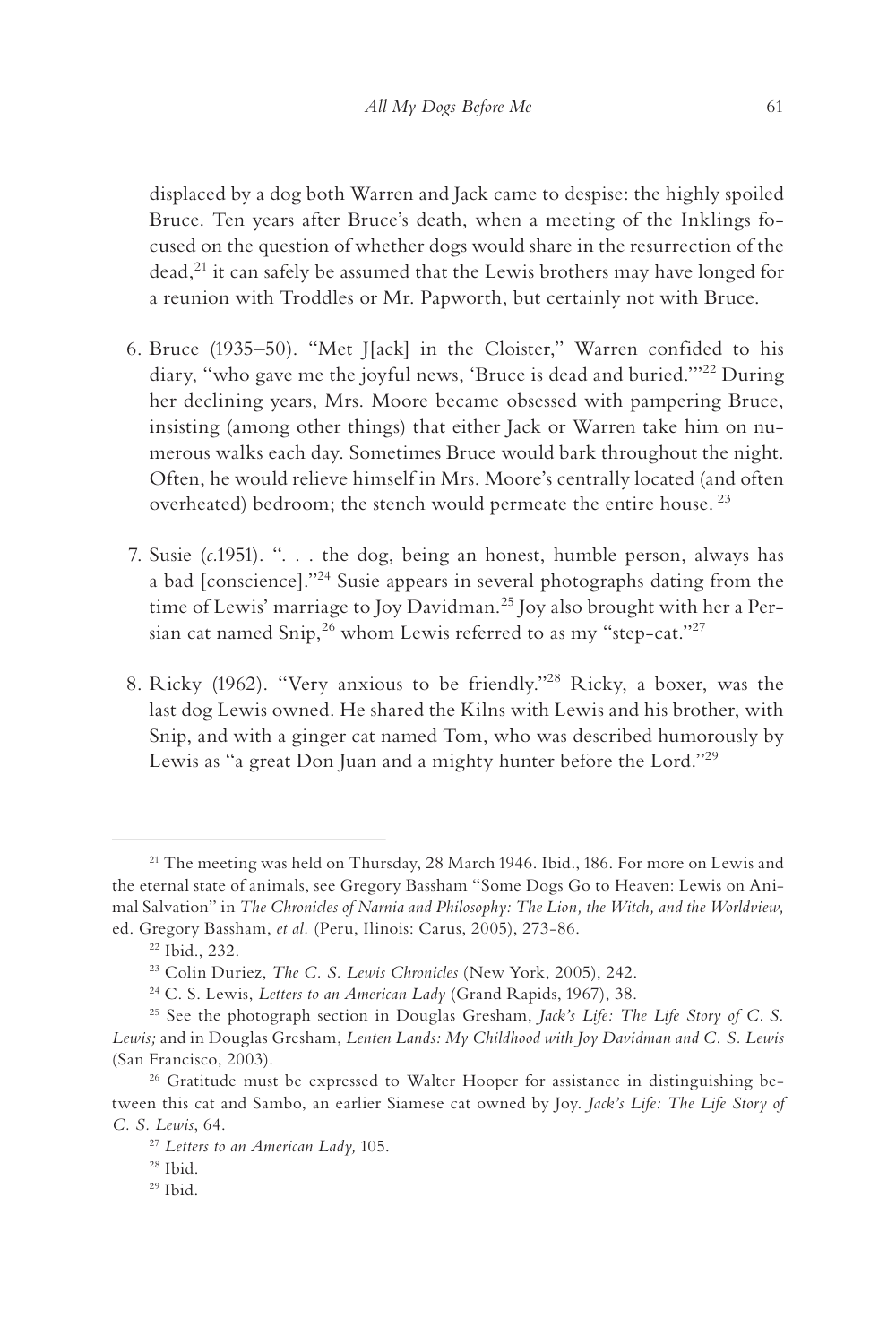displaced by a dog both Warren and Jack came to despise: the highly spoiled Bruce. Ten years after Bruce's death, when a meeting of the Inklings focused on the question of whether dogs would share in the resurrection of the dead,[21] it can safely be assumed that the Lewis brothers may have longed for a reunion with Troddles or Mr. Papworth, but certainly not with Bruce.

6. Bruce (1935–50). "Met J[ack] in the Cloister," Warren confided to his diary, "who gave me the joyful news, 'Bruce is dead and buried.'"[22] During her declining years, Mrs. Moore became obsessed with pampering Bruce, insisting (among other things) that either Jack or Warren take him on numerous walks each day. Sometimes Bruce would bark throughout the night. Often, he would relieve himself in Mrs. Moore's centrally located (and often overheated) bedroom; the stench would permeate the entire house. [23]

7. Susie (*c.*1951). ". . . the dog, being an honest, humble person, always has a bad [conscience]."[24] Susie appears in several photographs dating from the time of Lewis' marriage to Joy Davidman.[25] Joy also brought with her a Persian cat named Snip,[26] whom Lewis referred to as my "step-cat."[27]

8. Ricky (1962). "Very anxious to be friendly."[28] Ricky, a boxer, was the last dog Lewis owned. He shared the Kilns with Lewis and his brother, with Snip, and with a ginger cat named Tom, who was described humorously by Lewis as "a great Don Juan and a mighty hunter before the Lord."[29]

---

[21] The meeting was held on Thursday, 28 March 1946. Ibid., 186. For more on Lewis and the eternal state of animals, see Gregory Bassham "Some Dogs Go to Heaven: Lewis on Animal Salvation" in *The Chronicles of Narnia and Philosophy: The Lion, the Witch, and the Worldview,* ed. Gregory Bassham, *et al.* (Peru, Ilinois: Carus, 2005), 273-86.

[22] Ibid., 232.

[23] Colin Duriez, *The C. S. Lewis Chronicles* (New York, 2005), 242.

[24] C. S. Lewis, *Letters to an American Lady* (Grand Rapids, 1967), 38.

[25] See the photograph section in Douglas Gresham, *Jack's Life: The Life Story of C. S. Lewis;* and in Douglas Gresham, *Lenten Lands: My Childhood with Joy Davidman and C. S. Lewis* (San Francisco, 2003).

[26] Gratitude must be expressed to Walter Hooper for assistance in distinguishing between this cat and Sambo, an earlier Siamese cat owned by Joy. *Jack's Life: The Life Story of C. S. Lewis*, 64.

[27] *Letters to an American Lady,* 105.

[28] Ibid.

[29] Ibid.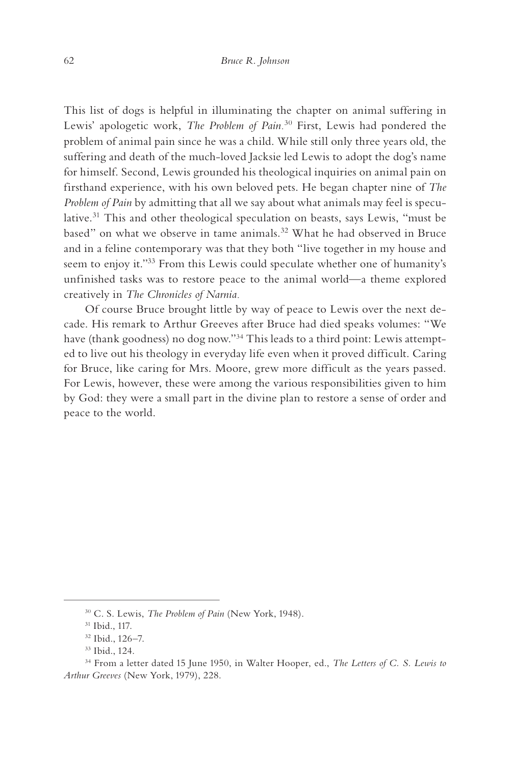This list of dogs is helpful in illuminating the chapter on animal suffering in Lewis' apologetic work, *The Problem of Pain.*[30] First, Lewis had pondered the problem of animal pain since he was a child. While still only three years old, the suffering and death of the much-loved Jacksie led Lewis to adopt the dog's name for himself. Second, Lewis grounded his theological inquiries on animal pain on firsthand experience, with his own beloved pets. He began chapter nine of *The Problem of Pain* by admitting that all we say about what animals may feel is speculative.[31] This and other theological speculation on beasts, says Lewis, "must be based" on what we observe in tame animals.[32] What he had observed in Bruce and in a feline contemporary was that they both "live together in my house and seem to enjoy it."[33] From this Lewis could speculate whether one of humanity's unfinished tasks was to restore peace to the animal world—a theme explored creatively in *The Chronicles of Narnia.*

Of course Bruce brought little by way of peace to Lewis over the next decade. His remark to Arthur Greeves after Bruce had died speaks volumes: "We have (thank goodness) no dog now."[34] This leads to a third point: Lewis attempted to live out his theology in everyday life even when it proved difficult. Caring for Bruce, like caring for Mrs. Moore, grew more difficult as the years passed. For Lewis, however, these were among the various responsibilities given to him by God: they were a small part in the divine plan to restore a sense of order and peace to the world.

---

[30] C. S. Lewis, *The Problem of Pain* (New York, 1948).

[31] Ibid., 117.

[32] Ibid., 126–7.

[33] Ibid., 124.

[34] From a letter dated 15 June 1950, in Walter Hooper, ed., *The Letters of C. S. Lewis to Arthur Greeves* (New York, 1979), 228.